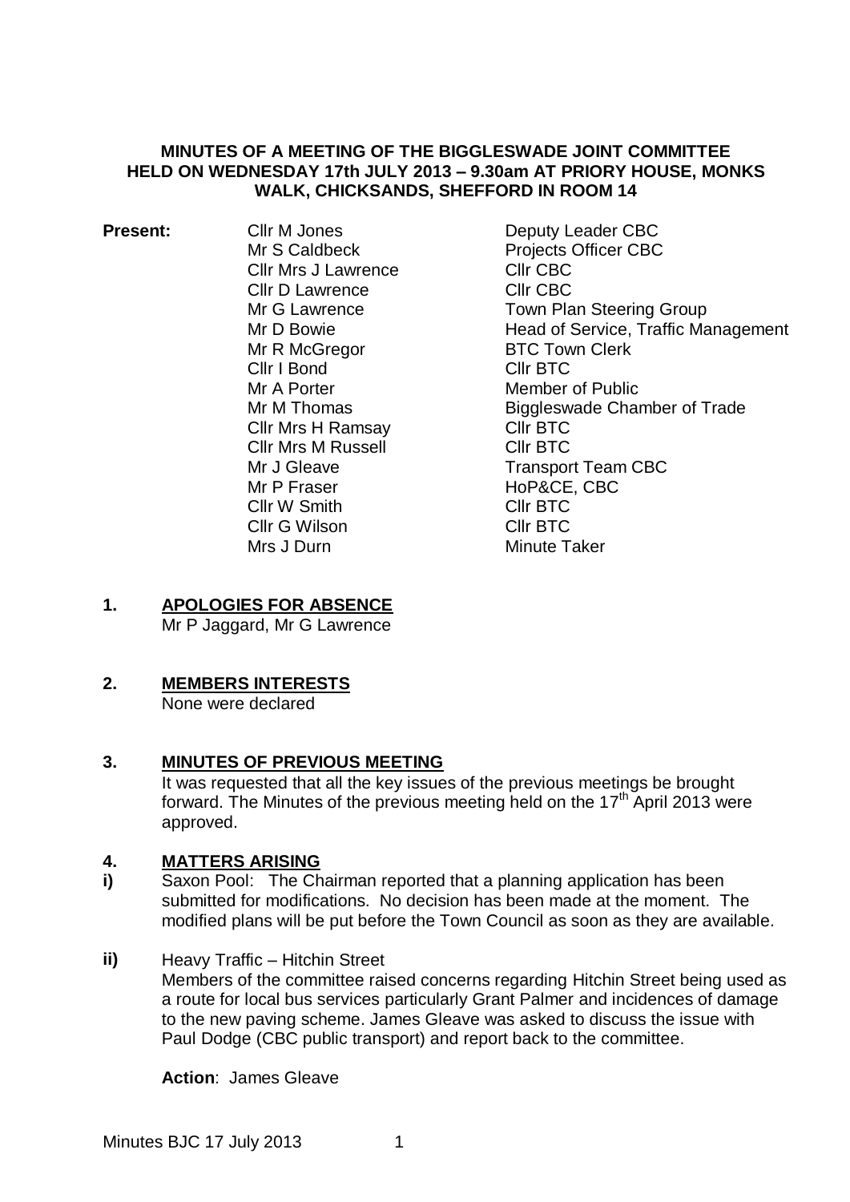**MINUTES OF A MEETING OF THE BIGGLESWADE JOINT COMMITTEE HELD ON WEDNESDAY 17th JULY 2013 – 9.30am AT PRIORY HOUSE, MONKS WALK, CHICKSANDS, SHEFFORD IN ROOM 14**

**Present:**

| | |
|---|---|
| Cllr M Jones | Deputy Leader CBC |
| Mr S Caldbeck | Projects Officer CBC |
| Cllr Mrs J Lawrence | Cllr CBC |
| Cllr D Lawrence | Cllr CBC |
| Mr G Lawrence | Town Plan Steering Group |
| Mr D Bowie | Head of Service, Traffic Management |
| Mr R McGregor | BTC Town Clerk |
| Cllr I Bond | Cllr BTC |
| Mr A Porter | Member of Public |
| Mr M Thomas | Biggleswade Chamber of Trade |
| Cllr Mrs H Ramsay | Cllr BTC |
| Cllr Mrs M Russell | Cllr BTC |
| Mr J Gleave | Transport Team CBC |
| Mr P Fraser | HoP&CE, CBC |
| Cllr W Smith | Cllr BTC |
| Cllr G Wilson | Cllr BTC |
| Mrs J Durn | Minute Taker |

## 1. APOLOGIES FOR ABSENCE

Mr P Jaggard, Mr G Lawrence

## 2. MEMBERS INTERESTS

None were declared

## 3. MINUTES OF PREVIOUS MEETING

It was requested that all the key issues of the previous meetings be brought forward. The Minutes of the previous meeting held on the 17th April 2013 were approved.

## 4. MATTERS ARISING

**i)** Saxon Pool: The Chairman reported that a planning application has been submitted for modifications. No decision has been made at the moment. The modified plans will be put before the Town Council as soon as they are available.

**ii)** Heavy Traffic – Hitchin Street

Members of the committee raised concerns regarding Hitchin Street being used as a route for local bus services particularly Grant Palmer and incidences of damage to the new paving scheme. James Gleave was asked to discuss the issue with Paul Dodge (CBC public transport) and report back to the committee.

**Action**: James Gleave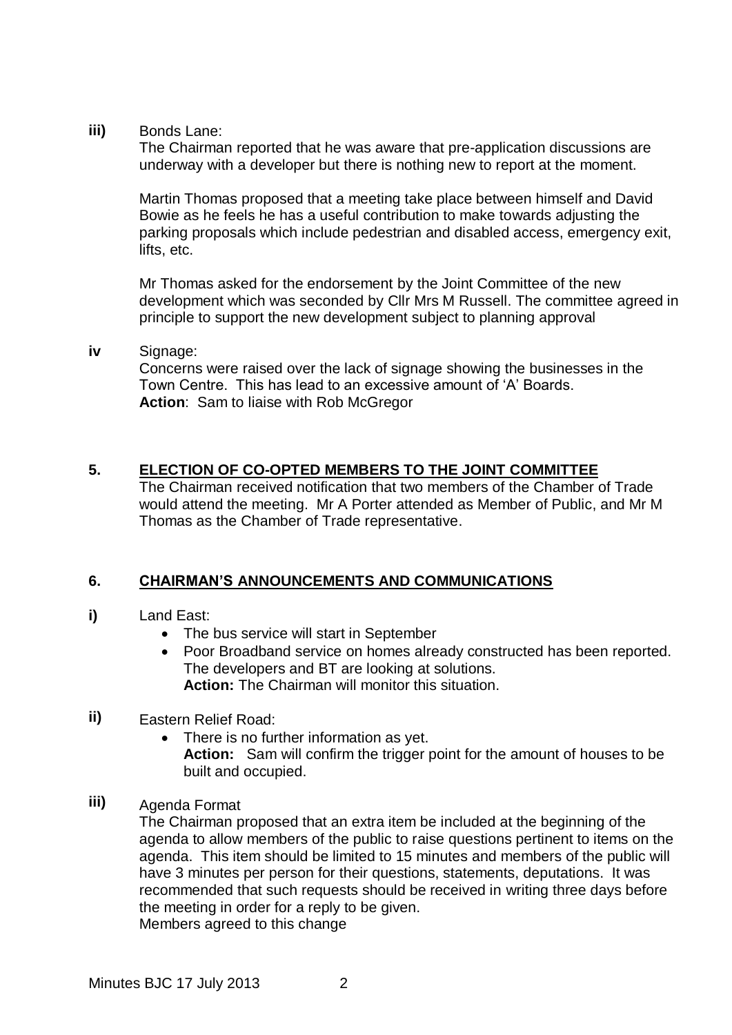**iii)** Bonds Lane:

The Chairman reported that he was aware that pre-application discussions are underway with a developer but there is nothing new to report at the moment.

Martin Thomas proposed that a meeting take place between himself and David Bowie as he feels he has a useful contribution to make towards adjusting the parking proposals which include pedestrian and disabled access, emergency exit, lifts, etc.

Mr Thomas asked for the endorsement by the Joint Committee of the new development which was seconded by Cllr Mrs M Russell. The committee agreed in principle to support the new development subject to planning approval

**iv** Signage:

Concerns were raised over the lack of signage showing the businesses in the Town Centre. This has lead to an excessive amount of 'A' Boards.

**Action**: Sam to liaise with Rob McGregor

## 5. ELECTION OF CO-OPTED MEMBERS TO THE JOINT COMMITTEE

The Chairman received notification that two members of the Chamber of Trade would attend the meeting. Mr A Porter attended as Member of Public, and Mr M Thomas as the Chamber of Trade representative.

## 6. CHAIRMAN'S ANNOUNCEMENTS AND COMMUNICATIONS

**i)** Land East:

- The bus service will start in September
- Poor Broadband service on homes already constructed has been reported. The developers and BT are looking at solutions.
  **Action:** The Chairman will monitor this situation.

**ii)** Eastern Relief Road:

- There is no further information as yet.
  **Action:** Sam will confirm the trigger point for the amount of houses to be built and occupied.

**iii)** Agenda Format

The Chairman proposed that an extra item be included at the beginning of the agenda to allow members of the public to raise questions pertinent to items on the agenda. This item should be limited to 15 minutes and members of the public will have 3 minutes per person for their questions, statements, deputations. It was recommended that such requests should be received in writing three days before the meeting in order for a reply to be given.

Members agreed to this change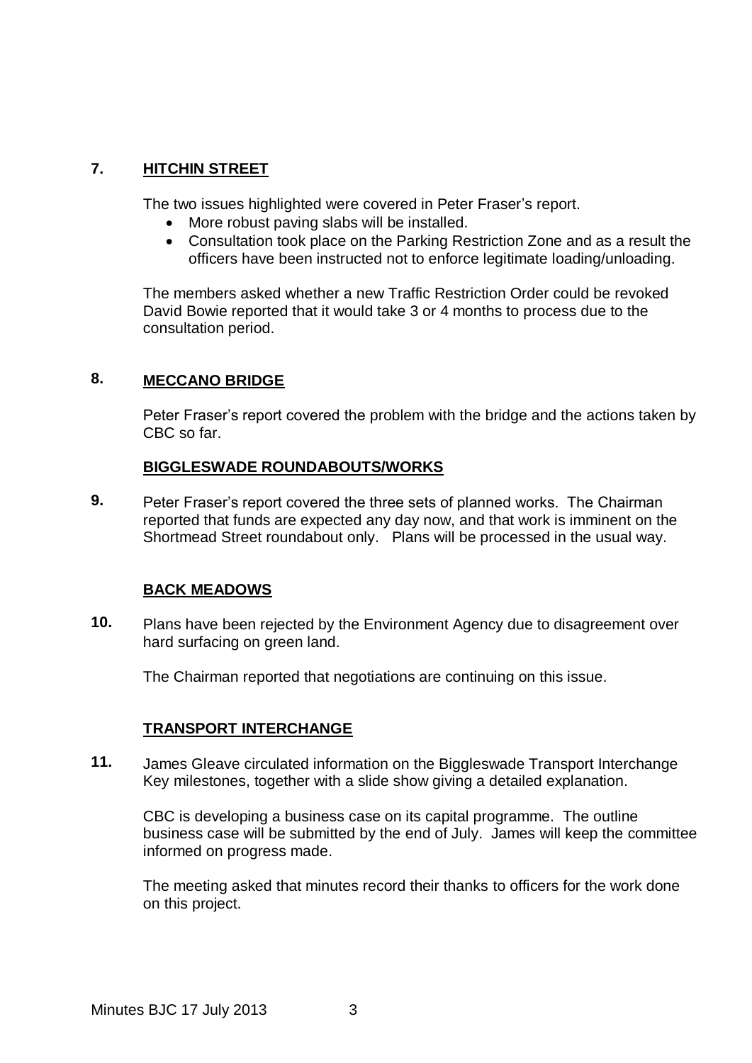**7. HITCHIN STREET**

The two issues highlighted were covered in Peter Fraser's report.

- More robust paving slabs will be installed.
- Consultation took place on the Parking Restriction Zone and as a result the officers have been instructed not to enforce legitimate loading/unloading.

The members asked whether a new Traffic Restriction Order could be revoked David Bowie reported that it would take 3 or 4 months to process due to the consultation period.

**8. MECCANO BRIDGE**

Peter Fraser's report covered the problem with the bridge and the actions taken by CBC so far.

**BIGGLESWADE ROUNDABOUTS/WORKS**

**9.** Peter Fraser's report covered the three sets of planned works. The Chairman reported that funds are expected any day now, and that work is imminent on the Shortmead Street roundabout only. Plans will be processed in the usual way.

**BACK MEADOWS**

**10.** Plans have been rejected by the Environment Agency due to disagreement over hard surfacing on green land.

The Chairman reported that negotiations are continuing on this issue.

**TRANSPORT INTERCHANGE**

**11.** James Gleave circulated information on the Biggleswade Transport Interchange Key milestones, together with a slide show giving a detailed explanation.

CBC is developing a business case on its capital programme. The outline business case will be submitted by the end of July. James will keep the committee informed on progress made.

The meeting asked that minutes record their thanks to officers for the work done on this project.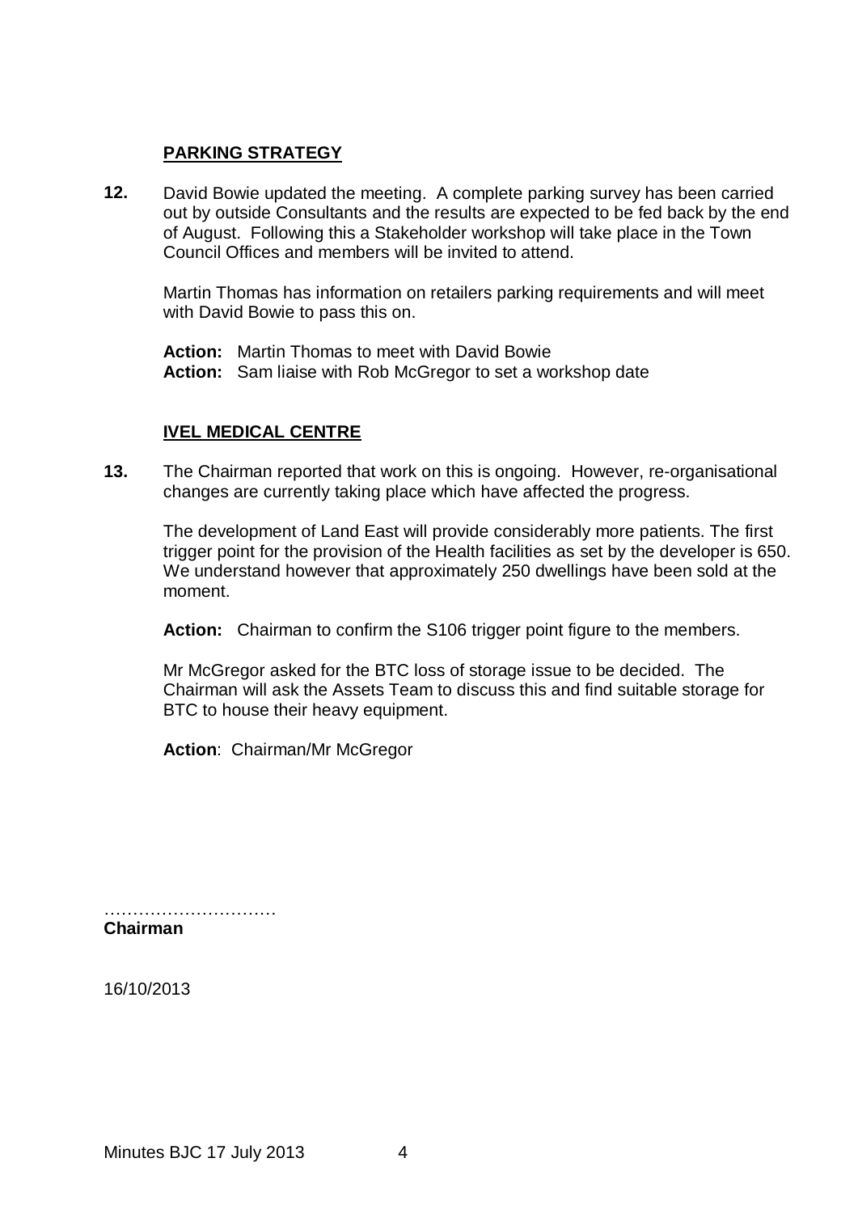## PARKING STRATEGY

**12.** David Bowie updated the meeting. A complete parking survey has been carried out by outside Consultants and the results are expected to be fed back by the end of August. Following this a Stakeholder workshop will take place in the Town Council Offices and members will be invited to attend.

Martin Thomas has information on retailers parking requirements and will meet with David Bowie to pass this on.

**Action:** Martin Thomas to meet with David Bowie
**Action:** Sam liaise with Rob McGregor to set a workshop date

## IVEL MEDICAL CENTRE

**13.** The Chairman reported that work on this is ongoing. However, re-organisational changes are currently taking place which have affected the progress.

The development of Land East will provide considerably more patients. The first trigger point for the provision of the Health facilities as set by the developer is 650. We understand however that approximately 250 dwellings have been sold at the moment.

**Action:** Chairman to confirm the S106 trigger point figure to the members.

Mr McGregor asked for the BTC loss of storage issue to be decided. The Chairman will ask the Assets Team to discuss this and find suitable storage for BTC to house their heavy equipment.

**Action**: Chairman/Mr McGregor

…………………………
**Chairman**

16/10/2013